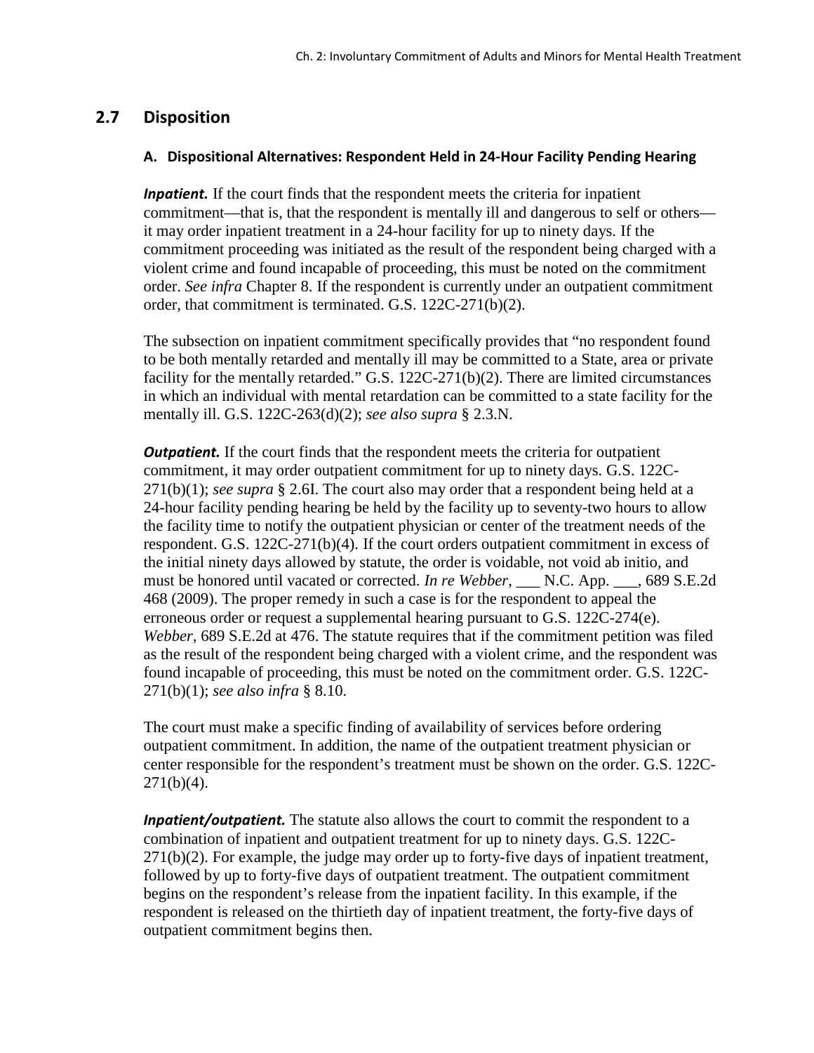## 2.7 Disposition

### A. Dispositional Alternatives: Respondent Held in 24-Hour Facility Pending Hearing

***Inpatient.*** If the court finds that the respondent meets the criteria for inpatient commitment—that is, that the respondent is mentally ill and dangerous to self or others—it may order inpatient treatment in a 24-hour facility for up to ninety days. If the commitment proceeding was initiated as the result of the respondent being charged with a violent crime and found incapable of proceeding, this must be noted on the commitment order. *See infra* Chapter 8. If the respondent is currently under an outpatient commitment order, that commitment is terminated. G.S. 122C-271(b)(2).

The subsection on inpatient commitment specifically provides that "no respondent found to be both mentally retarded and mentally ill may be committed to a State, area or private facility for the mentally retarded." G.S. 122C-271(b)(2). There are limited circumstances in which an individual with mental retardation can be committed to a state facility for the mentally ill. G.S. 122C-263(d)(2); *see also supra* § 2.3.N.

***Outpatient.*** If the court finds that the respondent meets the criteria for outpatient commitment, it may order outpatient commitment for up to ninety days. G.S. 122C-271(b)(1); *see supra* § 2.6I. The court also may order that a respondent being held at a 24-hour facility pending hearing be held by the facility up to seventy-two hours to allow the facility time to notify the outpatient physician or center of the treatment needs of the respondent. G.S. 122C-271(b)(4). If the court orders outpatient commitment in excess of the initial ninety days allowed by statute, the order is voidable, not void ab initio, and must be honored until vacated or corrected. *In re Webber*, ___ N.C. App. ___, 689 S.E.2d 468 (2009). The proper remedy in such a case is for the respondent to appeal the erroneous order or request a supplemental hearing pursuant to G.S. 122C-274(e). *Webber*, 689 S.E.2d at 476. The statute requires that if the commitment petition was filed as the result of the respondent being charged with a violent crime, and the respondent was found incapable of proceeding, this must be noted on the commitment order. G.S. 122C-271(b)(1); *see also infra* § 8.10.

The court must make a specific finding of availability of services before ordering outpatient commitment. In addition, the name of the outpatient treatment physician or center responsible for the respondent's treatment must be shown on the order. G.S. 122C-271(b)(4).

***Inpatient/outpatient.*** The statute also allows the court to commit the respondent to a combination of inpatient and outpatient treatment for up to ninety days. G.S. 122C-271(b)(2). For example, the judge may order up to forty-five days of inpatient treatment, followed by up to forty-five days of outpatient treatment. The outpatient commitment begins on the respondent's release from the inpatient facility. In this example, if the respondent is released on the thirtieth day of inpatient treatment, the forty-five days of outpatient commitment begins then.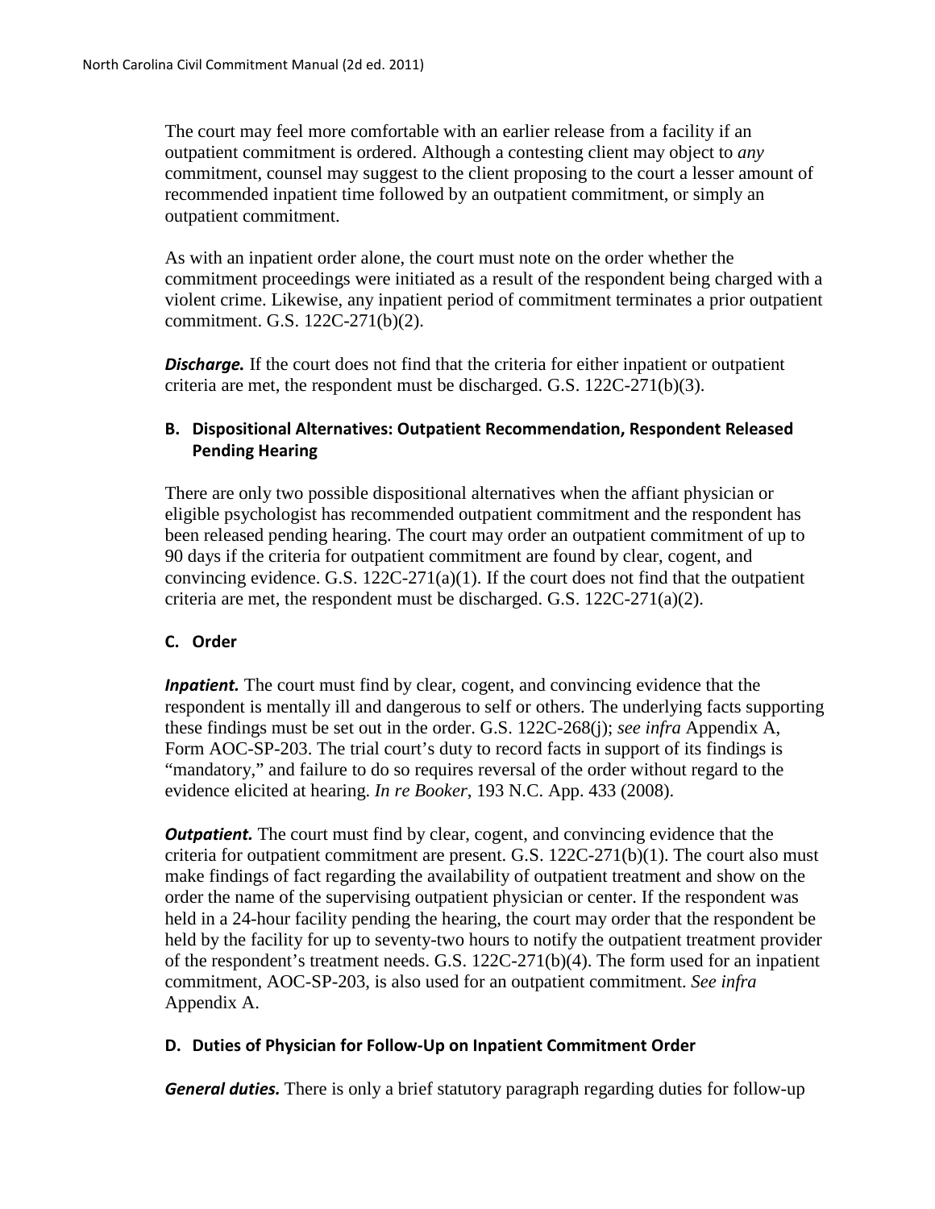The court may feel more comfortable with an earlier release from a facility if an outpatient commitment is ordered. Although a contesting client may object to *any* commitment, counsel may suggest to the client proposing to the court a lesser amount of recommended inpatient time followed by an outpatient commitment, or simply an outpatient commitment.

As with an inpatient order alone, the court must note on the order whether the commitment proceedings were initiated as a result of the respondent being charged with a violent crime. Likewise, any inpatient period of commitment terminates a prior outpatient commitment. G.S. 122C-271(b)(2).

***Discharge.*** If the court does not find that the criteria for either inpatient or outpatient criteria are met, the respondent must be discharged. G.S. 122C-271(b)(3).

### B. Dispositional Alternatives: Outpatient Recommendation, Respondent Released Pending Hearing

There are only two possible dispositional alternatives when the affiant physician or eligible psychologist has recommended outpatient commitment and the respondent has been released pending hearing. The court may order an outpatient commitment of up to 90 days if the criteria for outpatient commitment are found by clear, cogent, and convincing evidence. G.S. 122C-271(a)(1). If the court does not find that the outpatient criteria are met, the respondent must be discharged. G.S. 122C-271(a)(2).

### C. Order

***Inpatient.*** The court must find by clear, cogent, and convincing evidence that the respondent is mentally ill and dangerous to self or others. The underlying facts supporting these findings must be set out in the order. G.S. 122C-268(j); *see infra* Appendix A, Form AOC-SP-203. The trial court's duty to record facts in support of its findings is "mandatory," and failure to do so requires reversal of the order without regard to the evidence elicited at hearing. *In re Booker*, 193 N.C. App. 433 (2008).

***Outpatient.*** The court must find by clear, cogent, and convincing evidence that the criteria for outpatient commitment are present. G.S. 122C-271(b)(1). The court also must make findings of fact regarding the availability of outpatient treatment and show on the order the name of the supervising outpatient physician or center. If the respondent was held in a 24-hour facility pending the hearing, the court may order that the respondent be held by the facility for up to seventy-two hours to notify the outpatient treatment provider of the respondent's treatment needs. G.S. 122C-271(b)(4). The form used for an inpatient commitment, AOC-SP-203, is also used for an outpatient commitment. *See infra* Appendix A.

### D. Duties of Physician for Follow-Up on Inpatient Commitment Order

***General duties.*** There is only a brief statutory paragraph regarding duties for follow-up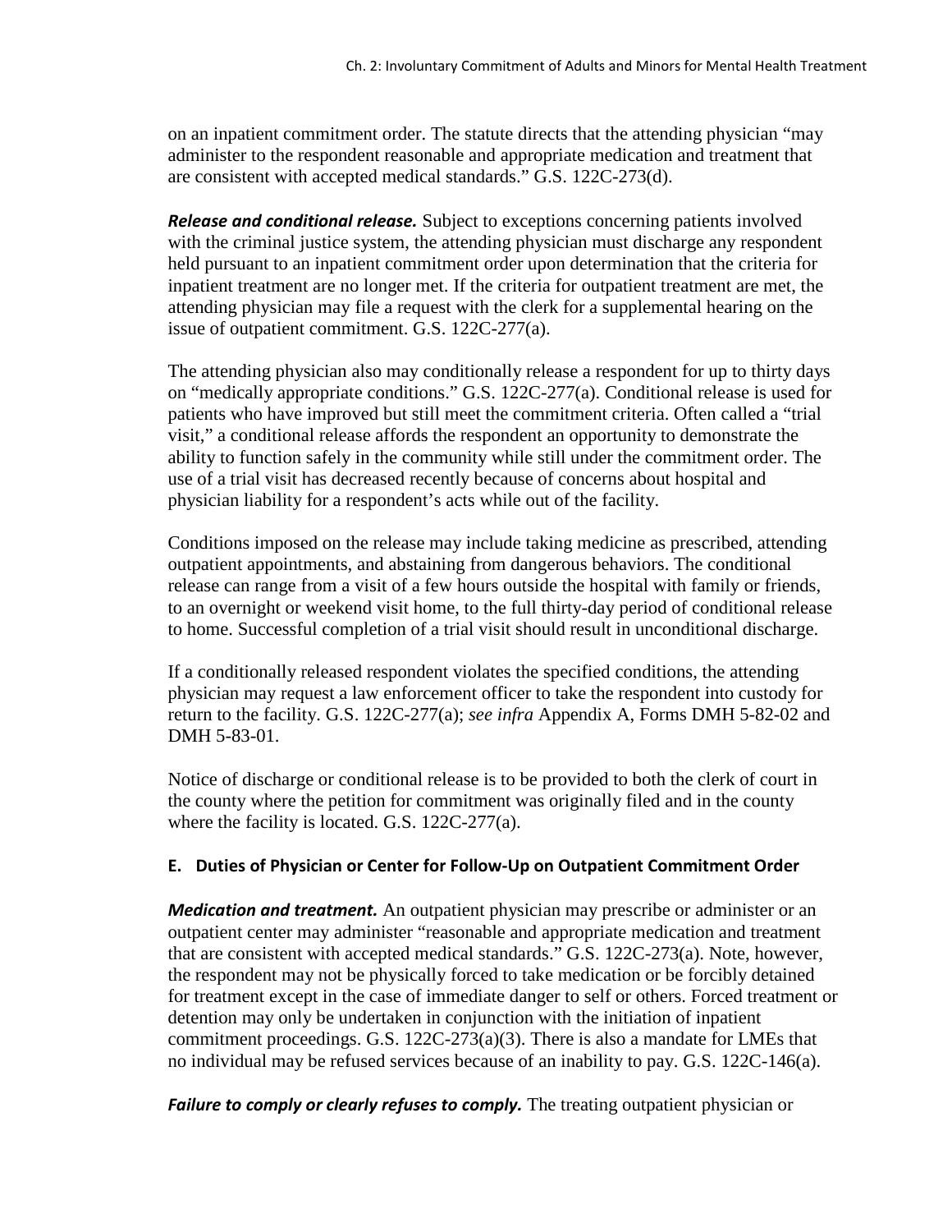on an inpatient commitment order. The statute directs that the attending physician "may administer to the respondent reasonable and appropriate medication and treatment that are consistent with accepted medical standards." G.S. 122C-273(d).

***Release and conditional release.*** Subject to exceptions concerning patients involved with the criminal justice system, the attending physician must discharge any respondent held pursuant to an inpatient commitment order upon determination that the criteria for inpatient treatment are no longer met. If the criteria for outpatient treatment are met, the attending physician may file a request with the clerk for a supplemental hearing on the issue of outpatient commitment. G.S. 122C-277(a).

The attending physician also may conditionally release a respondent for up to thirty days on "medically appropriate conditions." G.S. 122C-277(a). Conditional release is used for patients who have improved but still meet the commitment criteria. Often called a "trial visit," a conditional release affords the respondent an opportunity to demonstrate the ability to function safely in the community while still under the commitment order. The use of a trial visit has decreased recently because of concerns about hospital and physician liability for a respondent's acts while out of the facility.

Conditions imposed on the release may include taking medicine as prescribed, attending outpatient appointments, and abstaining from dangerous behaviors. The conditional release can range from a visit of a few hours outside the hospital with family or friends, to an overnight or weekend visit home, to the full thirty-day period of conditional release to home. Successful completion of a trial visit should result in unconditional discharge.

If a conditionally released respondent violates the specified conditions, the attending physician may request a law enforcement officer to take the respondent into custody for return to the facility. G.S. 122C-277(a); *see infra* Appendix A, Forms DMH 5-82-02 and DMH 5-83-01.

Notice of discharge or conditional release is to be provided to both the clerk of court in the county where the petition for commitment was originally filed and in the county where the facility is located. G.S. 122C-277(a).

### E. Duties of Physician or Center for Follow-Up on Outpatient Commitment Order

***Medication and treatment.*** An outpatient physician may prescribe or administer or an outpatient center may administer "reasonable and appropriate medication and treatment that are consistent with accepted medical standards." G.S. 122C-273(a). Note, however, the respondent may not be physically forced to take medication or be forcibly detained for treatment except in the case of immediate danger to self or others. Forced treatment or detention may only be undertaken in conjunction with the initiation of inpatient commitment proceedings. G.S. 122C-273(a)(3). There is also a mandate for LMEs that no individual may be refused services because of an inability to pay. G.S. 122C-146(a).

***Failure to comply or clearly refuses to comply.*** The treating outpatient physician or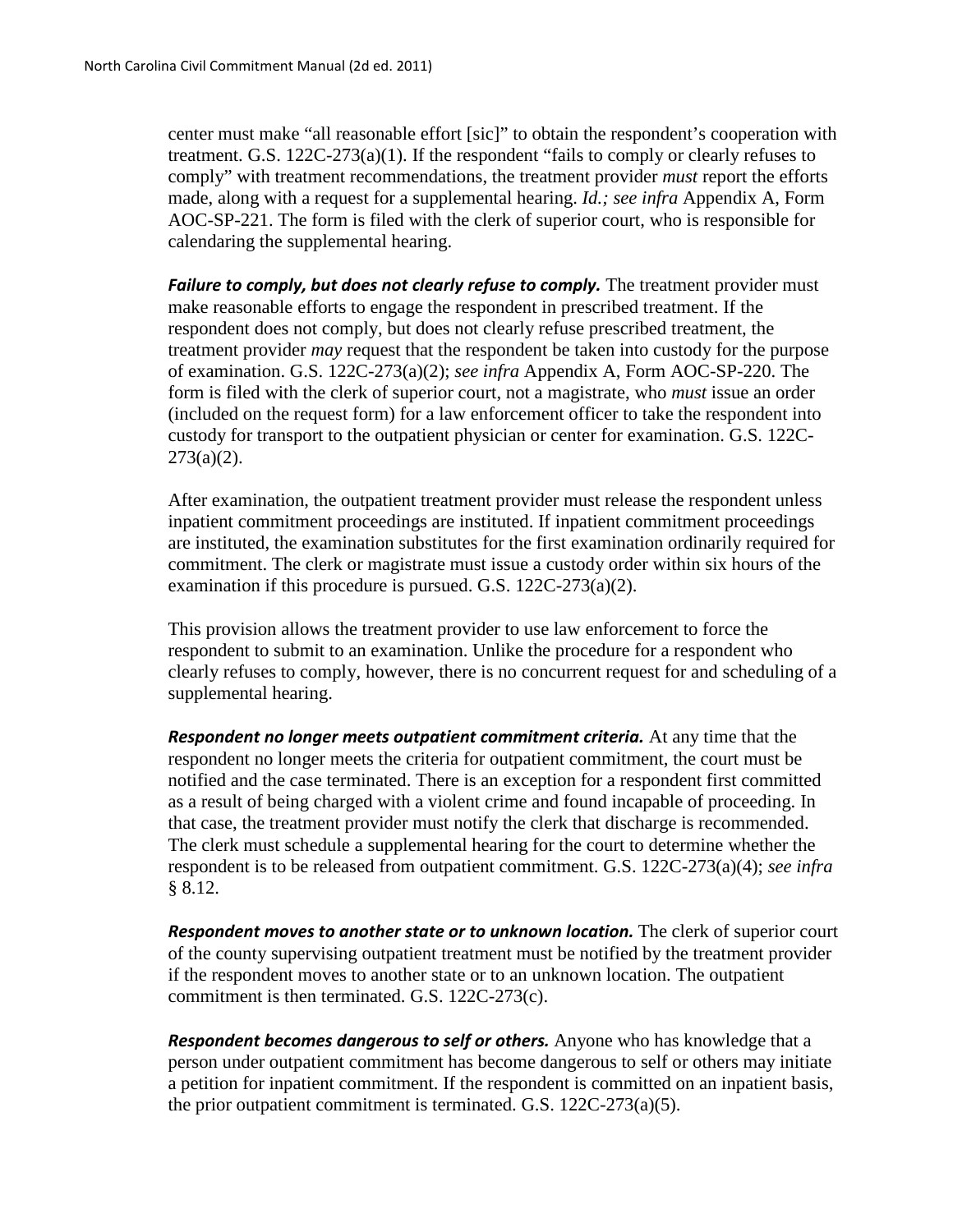center must make "all reasonable effort [sic]" to obtain the respondent's cooperation with treatment. G.S. 122C-273(a)(1). If the respondent "fails to comply or clearly refuses to comply" with treatment recommendations, the treatment provider *must* report the efforts made, along with a request for a supplemental hearing. *Id.; see infra* Appendix A, Form AOC-SP-221. The form is filed with the clerk of superior court, who is responsible for calendaring the supplemental hearing.

***Failure to comply, but does not clearly refuse to comply.*** The treatment provider must make reasonable efforts to engage the respondent in prescribed treatment. If the respondent does not comply, but does not clearly refuse prescribed treatment, the treatment provider *may* request that the respondent be taken into custody for the purpose of examination. G.S. 122C-273(a)(2); *see infra* Appendix A, Form AOC-SP-220. The form is filed with the clerk of superior court, not a magistrate, who *must* issue an order (included on the request form) for a law enforcement officer to take the respondent into custody for transport to the outpatient physician or center for examination. G.S. 122C-273(a)(2).

After examination, the outpatient treatment provider must release the respondent unless inpatient commitment proceedings are instituted. If inpatient commitment proceedings are instituted, the examination substitutes for the first examination ordinarily required for commitment. The clerk or magistrate must issue a custody order within six hours of the examination if this procedure is pursued. G.S. 122C-273(a)(2).

This provision allows the treatment provider to use law enforcement to force the respondent to submit to an examination. Unlike the procedure for a respondent who clearly refuses to comply, however, there is no concurrent request for and scheduling of a supplemental hearing.

***Respondent no longer meets outpatient commitment criteria.*** At any time that the respondent no longer meets the criteria for outpatient commitment, the court must be notified and the case terminated. There is an exception for a respondent first committed as a result of being charged with a violent crime and found incapable of proceeding. In that case, the treatment provider must notify the clerk that discharge is recommended. The clerk must schedule a supplemental hearing for the court to determine whether the respondent is to be released from outpatient commitment. G.S. 122C-273(a)(4); *see infra* § 8.12.

***Respondent moves to another state or to unknown location.*** The clerk of superior court of the county supervising outpatient treatment must be notified by the treatment provider if the respondent moves to another state or to an unknown location. The outpatient commitment is then terminated. G.S. 122C-273(c).

***Respondent becomes dangerous to self or others.*** Anyone who has knowledge that a person under outpatient commitment has become dangerous to self or others may initiate a petition for inpatient commitment. If the respondent is committed on an inpatient basis, the prior outpatient commitment is terminated. G.S. 122C-273(a)(5).